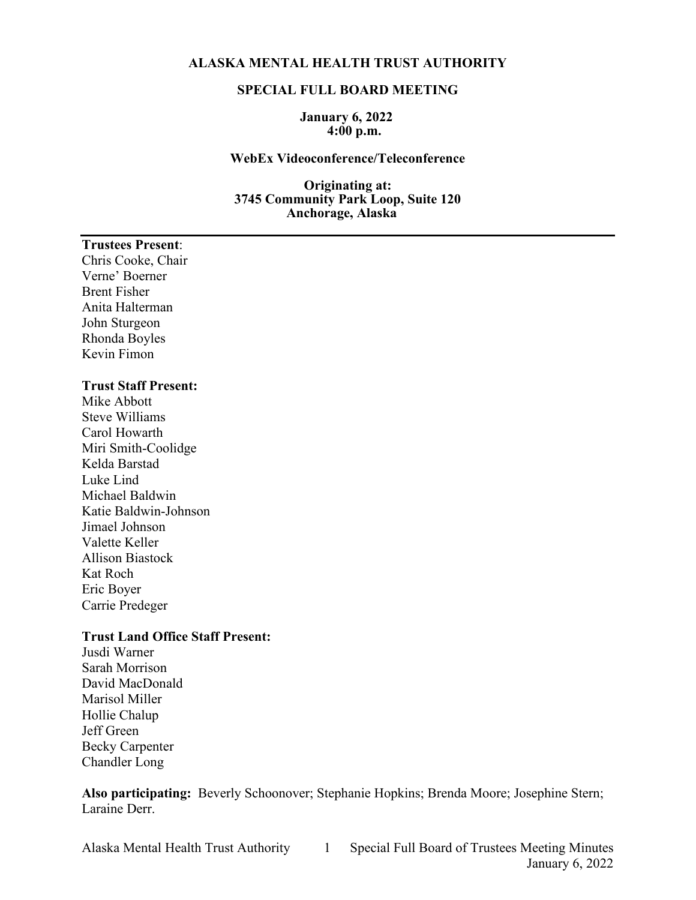# ALASKA MENTAL HEALTH TRUST AUTHORITY

## SPECIAL FULL BOARD MEETING

**January 6, 2022**
**4:00 p.m.**

**WebEx Videoconference/Teleconference**

**Originating at:**
**3745 Community Park Loop, Suite 120**
**Anchorage, Alaska**

---

**Trustees Present**:
Chris Cooke, Chair
Verne' Boerner
Brent Fisher
Anita Halterman
John Sturgeon
Rhonda Boyles
Kevin Fimon

**Trust Staff Present:**
Mike Abbott
Steve Williams
Carol Howarth
Miri Smith-Coolidge
Kelda Barstad
Luke Lind
Michael Baldwin
Katie Baldwin-Johnson
Jimael Johnson
Valette Keller
Allison Biastock
Kat Roch
Eric Boyer
Carrie Predeger

**Trust Land Office Staff Present:**
Jusdi Warner
Sarah Morrison
David MacDonald
Marisol Miller
Hollie Chalup
Jeff Green
Becky Carpenter
Chandler Long

**Also participating:** Beverly Schoonover; Stephanie Hopkins; Brenda Moore; Josephine Stern; Laraine Derr.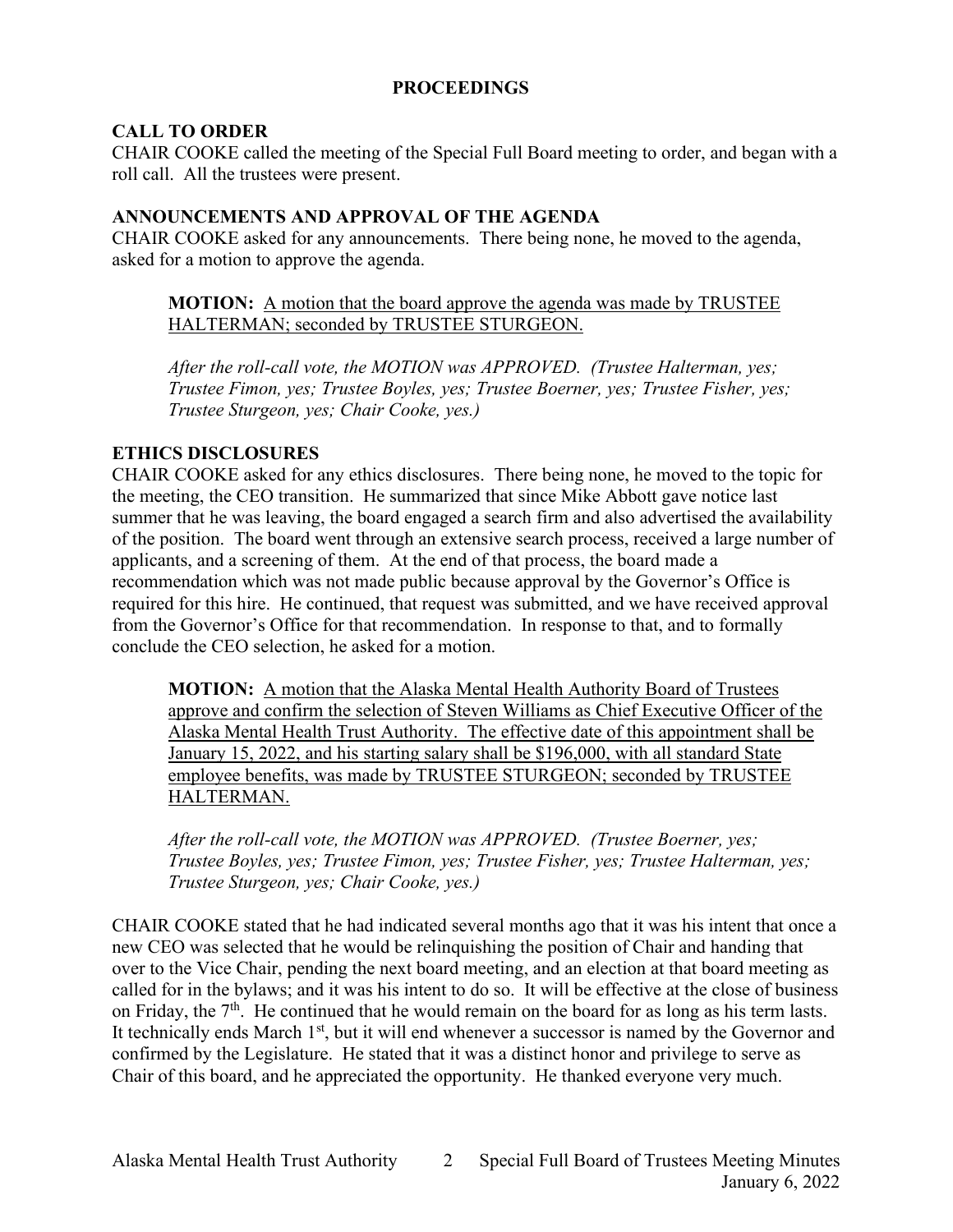## PROCEEDINGS

### CALL TO ORDER

CHAIR COOKE called the meeting of the Special Full Board meeting to order, and began with a roll call. All the trustees were present.

### ANNOUNCEMENTS AND APPROVAL OF THE AGENDA

CHAIR COOKE asked for any announcements. There being none, he moved to the agenda, asked for a motion to approve the agenda.

> **MOTION:** A motion that the board approve the agenda was made by TRUSTEE HALTERMAN; seconded by TRUSTEE STURGEON.
>
> *After the roll-call vote, the MOTION was APPROVED. (Trustee Halterman, yes; Trustee Fimon, yes; Trustee Boyles, yes; Trustee Boerner, yes; Trustee Fisher, yes; Trustee Sturgeon, yes; Chair Cooke, yes.)*

### ETHICS DISCLOSURES

CHAIR COOKE asked for any ethics disclosures. There being none, he moved to the topic for the meeting, the CEO transition. He summarized that since Mike Abbott gave notice last summer that he was leaving, the board engaged a search firm and also advertised the availability of the position. The board went through an extensive search process, received a large number of applicants, and a screening of them. At the end of that process, the board made a recommendation which was not made public because approval by the Governor's Office is required for this hire. He continued, that request was submitted, and we have received approval from the Governor's Office for that recommendation. In response to that, and to formally conclude the CEO selection, he asked for a motion.

> **MOTION:** A motion that the Alaska Mental Health Authority Board of Trustees approve and confirm the selection of Steven Williams as Chief Executive Officer of the Alaska Mental Health Trust Authority. The effective date of this appointment shall be January 15, 2022, and his starting salary shall be $196,000, with all standard State employee benefits, was made by TRUSTEE STURGEON; seconded by TRUSTEE HALTERMAN.
>
> *After the roll-call vote, the MOTION was APPROVED. (Trustee Boerner, yes; Trustee Boyles, yes; Trustee Fimon, yes; Trustee Fisher, yes; Trustee Halterman, yes; Trustee Sturgeon, yes; Chair Cooke, yes.)*

CHAIR COOKE stated that he had indicated several months ago that it was his intent that once a new CEO was selected that he would be relinquishing the position of Chair and handing that over to the Vice Chair, pending the next board meeting, and an election at that board meeting as called for in the bylaws; and it was his intent to do so. It will be effective at the close of business on Friday, the 7th. He continued that he would remain on the board for as long as his term lasts. It technically ends March 1st, but it will end whenever a successor is named by the Governor and confirmed by the Legislature. He stated that it was a distinct honor and privilege to serve as Chair of this board, and he appreciated the opportunity. He thanked everyone very much.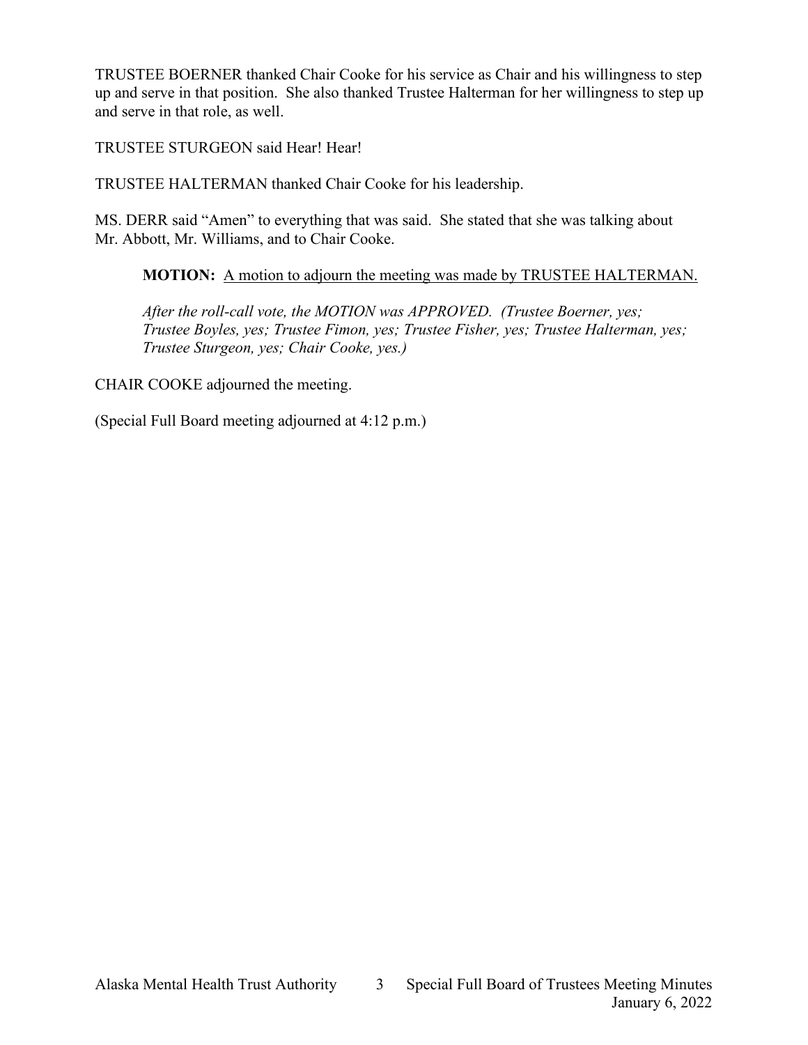TRUSTEE BOERNER thanked Chair Cooke for his service as Chair and his willingness to step up and serve in that position. She also thanked Trustee Halterman for her willingness to step up and serve in that role, as well.

TRUSTEE STURGEON said Hear! Hear!

TRUSTEE HALTERMAN thanked Chair Cooke for his leadership.

MS. DERR said "Amen" to everything that was said. She stated that she was talking about Mr. Abbott, Mr. Williams, and to Chair Cooke.

> **MOTION:** <u>A motion to adjourn the meeting was made by TRUSTEE HALTERMAN.</u>
>
> *After the roll-call vote, the MOTION was APPROVED. (Trustee Boerner, yes; Trustee Boyles, yes; Trustee Fimon, yes; Trustee Fisher, yes; Trustee Halterman, yes; Trustee Sturgeon, yes; Chair Cooke, yes.)*

CHAIR COOKE adjourned the meeting.

(Special Full Board meeting adjourned at 4:12 p.m.)